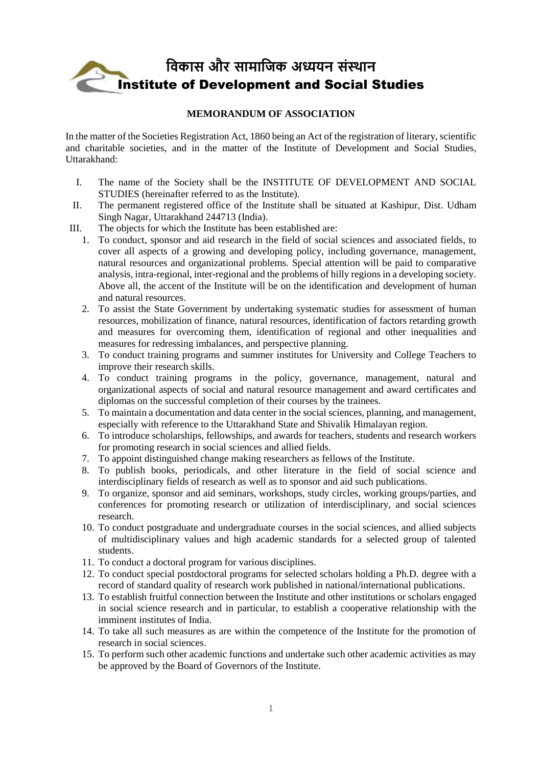# विकास और सामाजिक अध्ययन संस्थान
# Institute of Development and Social Studies

**MEMORANDUM OF ASSOCIATION**

In the matter of the Societies Registration Act, 1860 being an Act of the registration of literary, scientific and charitable societies, and in the matter of the Institute of Development and Social Studies, Uttarakhand:

I. The name of the Society shall be the INSTITUTE OF DEVELOPMENT AND SOCIAL STUDIES (hereinafter referred to as the Institute).

II. The permanent registered office of the Institute shall be situated at Kashipur, Dist. Udham Singh Nagar, Uttarakhand 244713 (India).

III. The objects for which the Institute has been established are:

1. To conduct, sponsor and aid research in the field of social sciences and associated fields, to cover all aspects of a growing and developing policy, including governance, management, natural resources and organizational problems. Special attention will be paid to comparative analysis, intra-regional, inter-regional and the problems of hilly regions in a developing society. Above all, the accent of the Institute will be on the identification and development of human and natural resources.
2. To assist the State Government by undertaking systematic studies for assessment of human resources, mobilization of finance, natural resources, identification of factors retarding growth and measures for overcoming them, identification of regional and other inequalities and measures for redressing imbalances, and perspective planning.
3. To conduct training programs and summer institutes for University and College Teachers to improve their research skills.
4. To conduct training programs in the policy, governance, management, natural and organizational aspects of social and natural resource management and award certificates and diplomas on the successful completion of their courses by the trainees.
5. To maintain a documentation and data center in the social sciences, planning, and management, especially with reference to the Uttarakhand State and Shivalik Himalayan region.
6. To introduce scholarships, fellowships, and awards for teachers, students and research workers for promoting research in social sciences and allied fields.
7. To appoint distinguished change making researchers as fellows of the Institute.
8. To publish books, periodicals, and other literature in the field of social science and interdisciplinary fields of research as well as to sponsor and aid such publications.
9. To organize, sponsor and aid seminars, workshops, study circles, working groups/parties, and conferences for promoting research or utilization of interdisciplinary, and social sciences research.
10. To conduct postgraduate and undergraduate courses in the social sciences, and allied subjects of multidisciplinary values and high academic standards for a selected group of talented students.
11. To conduct a doctoral program for various disciplines.
12. To conduct special postdoctoral programs for selected scholars holding a Ph.D. degree with a record of standard quality of research work published in national/international publications.
13. To establish fruitful connection between the Institute and other institutions or scholars engaged in social science research and in particular, to establish a cooperative relationship with the imminent institutes of India.
14. To take all such measures as are within the competence of the Institute for the promotion of research in social sciences.
15. To perform such other academic functions and undertake such other academic activities as may be approved by the Board of Governors of the Institute.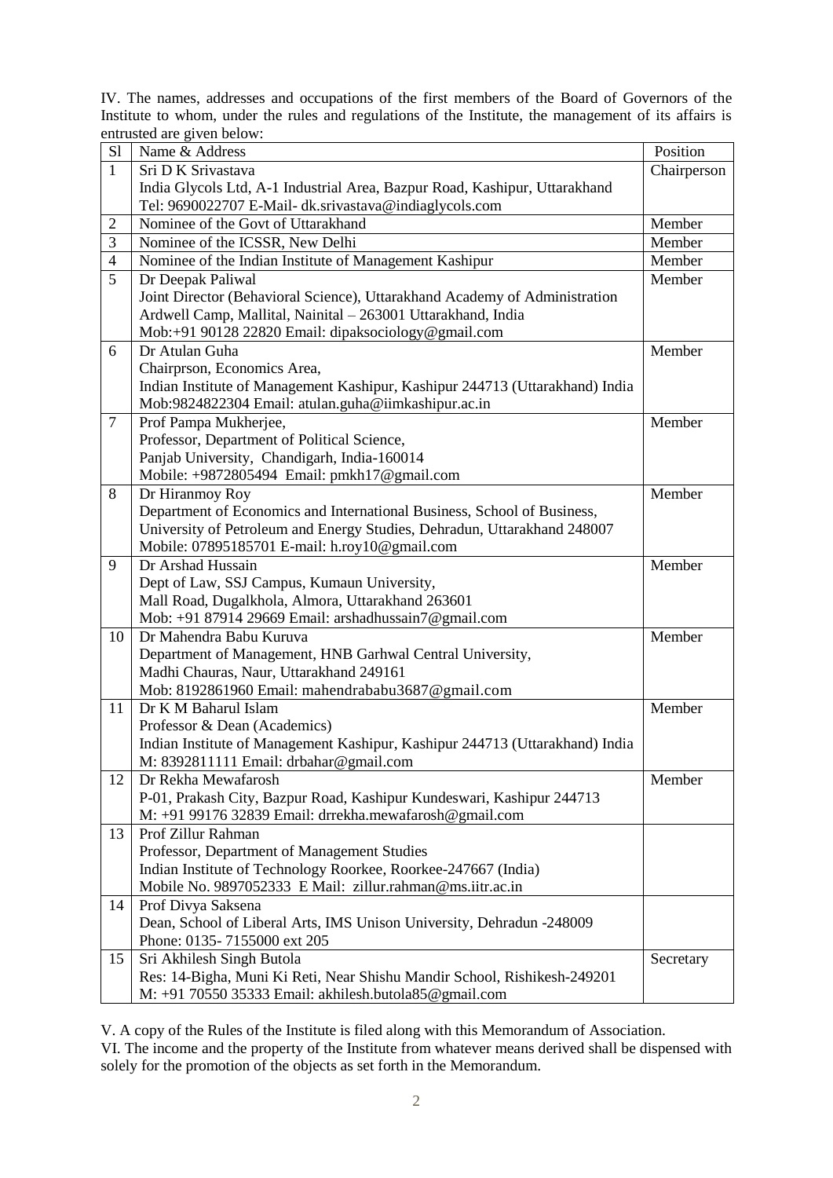IV. The names, addresses and occupations of the first members of the Board of Governors of the Institute to whom, under the rules and regulations of the Institute, the management of its affairs is entrusted are given below:

| Sl | Name & Address | Position |
|---|---|---|
| 1 | Sri D K Srivastava<br>India Glycols Ltd, A-1 Industrial Area, Bazpur Road, Kashipur, Uttarakhand<br>Tel: 9690022707 E-Mail- dk.srivastava@indiaglycols.com | Chairperson |
| 2 | Nominee of the Govt of Uttarakhand | Member |
| 3 | Nominee of the ICSSR, New Delhi | Member |
| 4 | Nominee of the Indian Institute of Management Kashipur | Member |
| 5 | Dr Deepak Paliwal<br>Joint Director (Behavioral Science), Uttarakhand Academy of Administration<br>Ardwell Camp, Mallital, Nainital – 263001 Uttarakhand, India<br>Mob:+91 90128 22820 Email: dipaksociology@gmail.com | Member |
| 6 | Dr Atulan Guha<br>Chairprson, Economics Area,<br>Indian Institute of Management Kashipur, Kashipur 244713 (Uttarakhand) India<br>Mob:9824822304 Email: atulan.guha@iimkashipur.ac.in | Member |
| 7 | Prof Pampa Mukherjee,<br>Professor, Department of Political Science,<br>Panjab University, Chandigarh, India-160014<br>Mobile: +9872805494 Email: pmkh17@gmail.com | Member |
| 8 | Dr Hiranmoy Roy<br>Department of Economics and International Business, School of Business,<br>University of Petroleum and Energy Studies, Dehradun, Uttarakhand 248007<br>Mobile: 07895185701 E-mail: h.roy10@gmail.com | Member |
| 9 | Dr Arshad Hussain<br>Dept of Law, SSJ Campus, Kumaun University,<br>Mall Road, Dugalkhola, Almora, Uttarakhand 263601<br>Mob: +91 87914 29669 Email: arshadhussain7@gmail.com | Member |
| 10 | Dr Mahendra Babu Kuruva<br>Department of Management, HNB Garhwal Central University,<br>Madhi Chauras, Naur, Uttarakhand 249161<br>Mob: 8192861960 Email: mahendrababu3687@gmail.com | Member |
| 11 | Dr K M Baharul Islam<br>Professor & Dean (Academics)<br>Indian Institute of Management Kashipur, Kashipur 244713 (Uttarakhand) India<br>M: 8392811111 Email: drbahar@gmail.com | Member |
| 12 | Dr Rekha Mewafarosh<br>P-01, Prakash City, Bazpur Road, Kashipur Kundeswari, Kashipur 244713<br>M: +91 99176 32839 Email: drrekha.mewafarosh@gmail.com | Member |
| 13 | Prof Zillur Rahman<br>Professor, Department of Management Studies<br>Indian Institute of Technology Roorkee, Roorkee-247667 (India)<br>Mobile No. 9897052333 E Mail: zillur.rahman@ms.iitr.ac.in | |
| 14 | Prof Divya Saksena<br>Dean, School of Liberal Arts, IMS Unison University, Dehradun -248009<br>Phone: 0135- 7155000 ext 205 | |
| 15 | Sri Akhilesh Singh Butola<br>Res: 14-Bigha, Muni Ki Reti, Near Shishu Mandir School, Rishikesh-249201<br>M: +91 70550 35333 Email: akhilesh.butola85@gmail.com | Secretary |

V. A copy of the Rules of the Institute is filed along with this Memorandum of Association.

VI. The income and the property of the Institute from whatever means derived shall be dispensed with solely for the promotion of the objects as set forth in the Memorandum.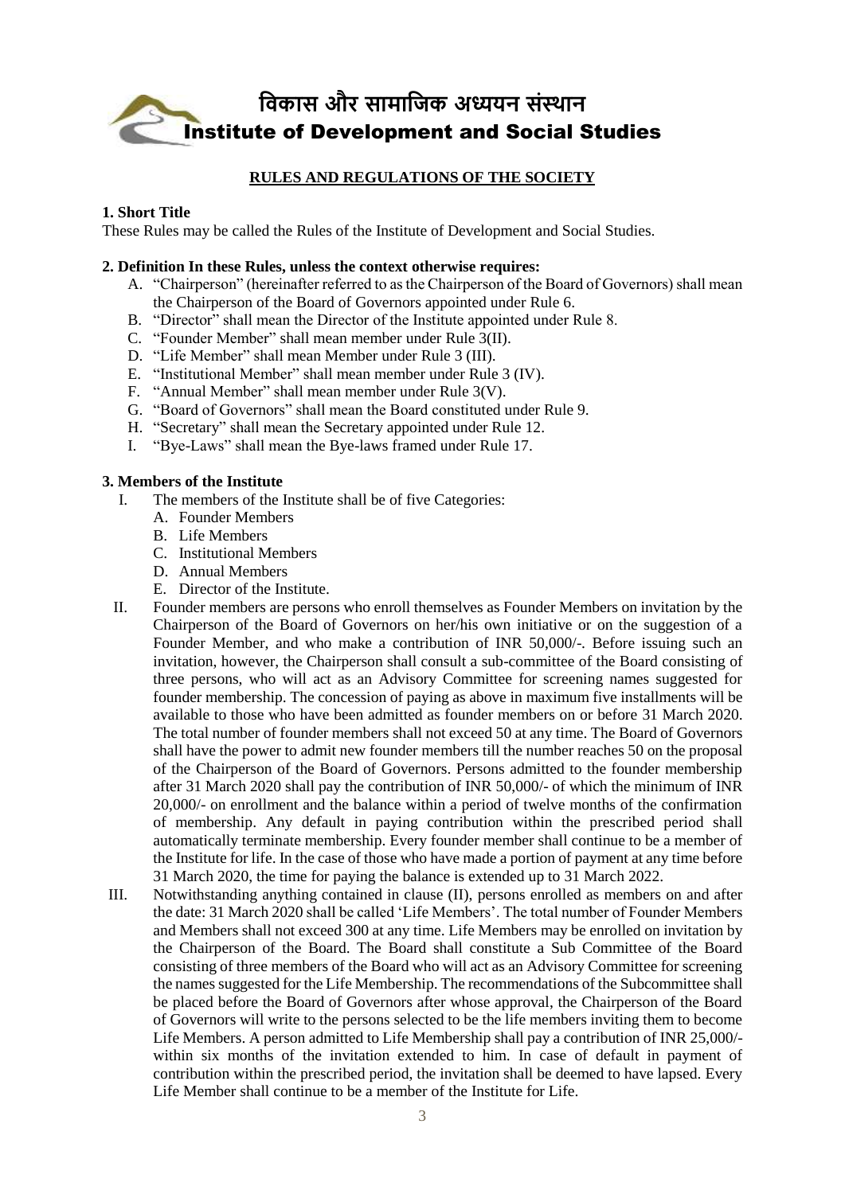# विकास और सामाजिक अध्ययन संस्थान
# Institute of Development and Social Studies

**RULES AND REGULATIONS OF THE SOCIETY**

**1. Short Title**

These Rules may be called the Rules of the Institute of Development and Social Studies.

**2. Definition In these Rules, unless the context otherwise requires:**

A. "Chairperson" (hereinafter referred to as the Chairperson of the Board of Governors) shall mean the Chairperson of the Board of Governors appointed under Rule 6.
B. "Director" shall mean the Director of the Institute appointed under Rule 8.
C. "Founder Member" shall mean member under Rule 3(II).
D. "Life Member" shall mean Member under Rule 3 (III).
E. "Institutional Member" shall mean member under Rule 3 (IV).
F. "Annual Member" shall mean member under Rule 3(V).
G. "Board of Governors" shall mean the Board constituted under Rule 9.
H. "Secretary" shall mean the Secretary appointed under Rule 12.
I. "Bye-Laws" shall mean the Bye-laws framed under Rule 17.

**3. Members of the Institute**

I. The members of the Institute shall be of five Categories:
   A. Founder Members
   B. Life Members
   C. Institutional Members
   D. Annual Members
   E. Director of the Institute.

II. Founder members are persons who enroll themselves as Founder Members on invitation by the Chairperson of the Board of Governors on her/his own initiative or on the suggestion of a Founder Member, and who make a contribution of INR 50,000/-. Before issuing such an invitation, however, the Chairperson shall consult a sub-committee of the Board consisting of three persons, who will act as an Advisory Committee for screening names suggested for founder membership. The concession of paying as above in maximum five installments will be available to those who have been admitted as founder members on or before 31 March 2020. The total number of founder members shall not exceed 50 at any time. The Board of Governors shall have the power to admit new founder members till the number reaches 50 on the proposal of the Chairperson of the Board of Governors. Persons admitted to the founder membership after 31 March 2020 shall pay the contribution of INR 50,000/- of which the minimum of INR 20,000/- on enrollment and the balance within a period of twelve months of the confirmation of membership. Any default in paying contribution within the prescribed period shall automatically terminate membership. Every founder member shall continue to be a member of the Institute for life. In the case of those who have made a portion of payment at any time before 31 March 2020, the time for paying the balance is extended up to 31 March 2022.

III. Notwithstanding anything contained in clause (II), persons enrolled as members on and after the date: 31 March 2020 shall be called 'Life Members'. The total number of Founder Members and Members shall not exceed 300 at any time. Life Members may be enrolled on invitation by the Chairperson of the Board. The Board shall constitute a Sub Committee of the Board consisting of three members of the Board who will act as an Advisory Committee for screening the names suggested for the Life Membership. The recommendations of the Subcommittee shall be placed before the Board of Governors after whose approval, the Chairperson of the Board of Governors will write to the persons selected to be the life members inviting them to become Life Members. A person admitted to Life Membership shall pay a contribution of INR 25,000/- within six months of the invitation extended to him. In case of default in payment of contribution within the prescribed period, the invitation shall be deemed to have lapsed. Every Life Member shall continue to be a member of the Institute for Life.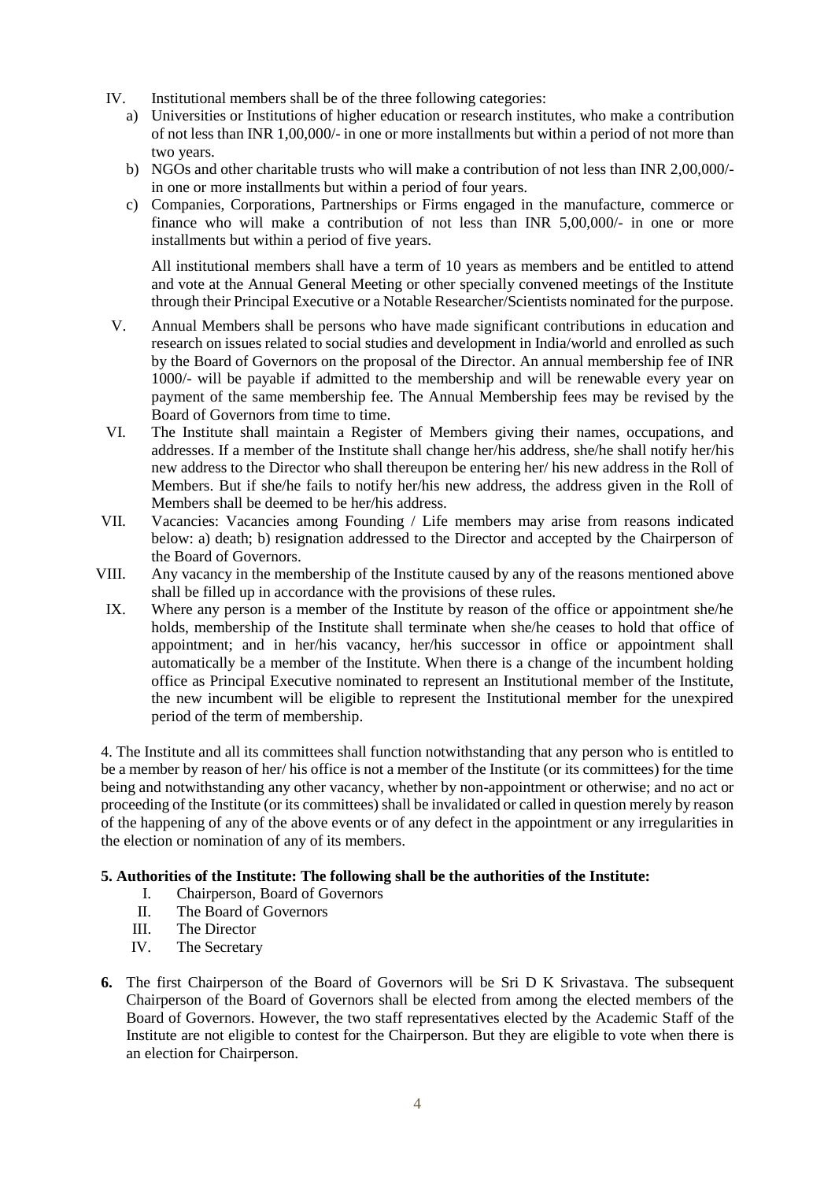IV. Institutional members shall be of the three following categories:

a) Universities or Institutions of higher education or research institutes, who make a contribution of not less than INR 1,00,000/- in one or more installments but within a period of not more than two years.

b) NGOs and other charitable trusts who will make a contribution of not less than INR 2,00,000/- in one or more installments but within a period of four years.

c) Companies, Corporations, Partnerships or Firms engaged in the manufacture, commerce or finance who will make a contribution of not less than INR 5,00,000/- in one or more installments but within a period of five years.

All institutional members shall have a term of 10 years as members and be entitled to attend and vote at the Annual General Meeting or other specially convened meetings of the Institute through their Principal Executive or a Notable Researcher/Scientists nominated for the purpose.

V. Annual Members shall be persons who have made significant contributions in education and research on issues related to social studies and development in India/world and enrolled as such by the Board of Governors on the proposal of the Director. An annual membership fee of INR 1000/- will be payable if admitted to the membership and will be renewable every year on payment of the same membership fee. The Annual Membership fees may be revised by the Board of Governors from time to time.

VI. The Institute shall maintain a Register of Members giving their names, occupations, and addresses. If a member of the Institute shall change her/his address, she/he shall notify her/his new address to the Director who shall thereupon be entering her/ his new address in the Roll of Members. But if she/he fails to notify her/his new address, the address given in the Roll of Members shall be deemed to be her/his address.

VII. Vacancies: Vacancies among Founding / Life members may arise from reasons indicated below: a) death; b) resignation addressed to the Director and accepted by the Chairperson of the Board of Governors.

VIII. Any vacancy in the membership of the Institute caused by any of the reasons mentioned above shall be filled up in accordance with the provisions of these rules.

IX. Where any person is a member of the Institute by reason of the office or appointment she/he holds, membership of the Institute shall terminate when she/he ceases to hold that office of appointment; and in her/his vacancy, her/his successor in office or appointment shall automatically be a member of the Institute. When there is a change of the incumbent holding office as Principal Executive nominated to represent an Institutional member of the Institute, the new incumbent will be eligible to represent the Institutional member for the unexpired period of the term of membership.

4. The Institute and all its committees shall function notwithstanding that any person who is entitled to be a member by reason of her/ his office is not a member of the Institute (or its committees) for the time being and notwithstanding any other vacancy, whether by non-appointment or otherwise; and no act or proceeding of the Institute (or its committees) shall be invalidated or called in question merely by reason of the happening of any of the above events or of any defect in the appointment or any irregularities in the election or nomination of any of its members.

**5. Authorities of the Institute: The following shall be the authorities of the Institute:**

I. Chairperson, Board of Governors
II. The Board of Governors
III. The Director
IV. The Secretary

**6.** The first Chairperson of the Board of Governors will be Sri D K Srivastava. The subsequent Chairperson of the Board of Governors shall be elected from among the elected members of the Board of Governors. However, the two staff representatives elected by the Academic Staff of the Institute are not eligible to contest for the Chairperson. But they are eligible to vote when there is an election for Chairperson.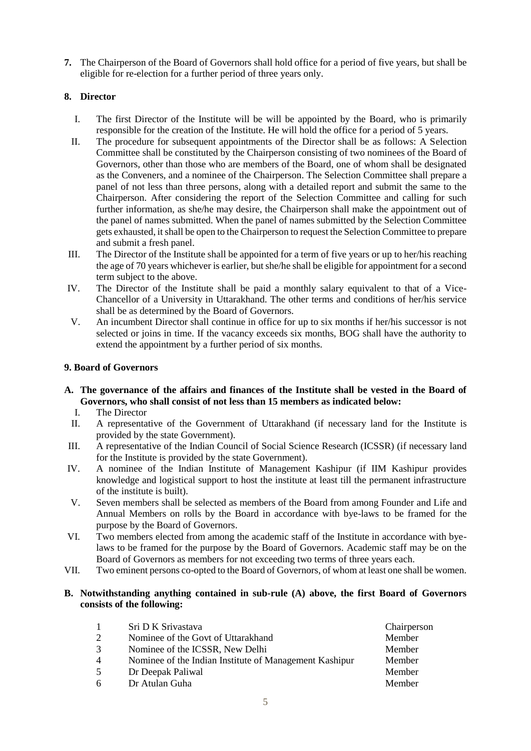**7.** The Chairperson of the Board of Governors shall hold office for a period of five years, but shall be eligible for re-election for a further period of three years only.

**8. Director**

I. The first Director of the Institute will be will be appointed by the Board, who is primarily responsible for the creation of the Institute. He will hold the office for a period of 5 years.

II. The procedure for subsequent appointments of the Director shall be as follows: A Selection Committee shall be constituted by the Chairperson consisting of two nominees of the Board of Governors, other than those who are members of the Board, one of whom shall be designated as the Conveners, and a nominee of the Chairperson. The Selection Committee shall prepare a panel of not less than three persons, along with a detailed report and submit the same to the Chairperson. After considering the report of the Selection Committee and calling for such further information, as she/he may desire, the Chairperson shall make the appointment out of the panel of names submitted. When the panel of names submitted by the Selection Committee gets exhausted, it shall be open to the Chairperson to request the Selection Committee to prepare and submit a fresh panel.

III. The Director of the Institute shall be appointed for a term of five years or up to her/his reaching the age of 70 years whichever is earlier, but she/he shall be eligible for appointment for a second term subject to the above.

IV. The Director of the Institute shall be paid a monthly salary equivalent to that of a Vice-Chancellor of a University in Uttarakhand. The other terms and conditions of her/his service shall be as determined by the Board of Governors.

V. An incumbent Director shall continue in office for up to six months if her/his successor is not selected or joins in time. If the vacancy exceeds six months, BOG shall have the authority to extend the appointment by a further period of six months.

**9. Board of Governors**

**A. The governance of the affairs and finances of the Institute shall be vested in the Board of Governors, who shall consist of not less than 15 members as indicated below:**

I. The Director

II. A representative of the Government of Uttarakhand (if necessary land for the Institute is provided by the state Government).

III. A representative of the Indian Council of Social Science Research (ICSSR) (if necessary land for the Institute is provided by the state Government).

IV. A nominee of the Indian Institute of Management Kashipur (if IIM Kashipur provides knowledge and logistical support to host the institute at least till the permanent infrastructure of the institute is built).

V. Seven members shall be selected as members of the Board from among Founder and Life and Annual Members on rolls by the Board in accordance with bye-laws to be framed for the purpose by the Board of Governors.

VI. Two members elected from among the academic staff of the Institute in accordance with bye-laws to be framed for the purpose by the Board of Governors. Academic staff may be on the Board of Governors as members for not exceeding two terms of three years each.

VII. Two eminent persons co-opted to the Board of Governors, of whom at least one shall be women.

**B. Notwithstanding anything contained in sub-rule (A) above, the first Board of Governors consists of the following:**

| | | |
|---|---|---|
| 1 | Sri D K Srivastava | Chairperson |
| 2 | Nominee of the Govt of Uttarakhand | Member |
| 3 | Nominee of the ICSSR, New Delhi | Member |
| 4 | Nominee of the Indian Institute of Management Kashipur | Member |
| 5 | Dr Deepak Paliwal | Member |
| 6 | Dr Atulan Guha | Member |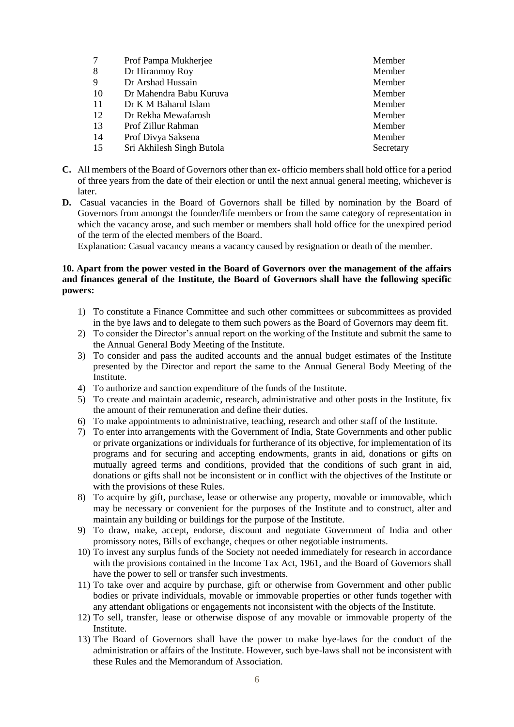| | | |
|---|---|---|
| 7 | Prof Pampa Mukherjee | Member |
| 8 | Dr Hiranmoy Roy | Member |
| 9 | Dr Arshad Hussain | Member |
| 10 | Dr Mahendra Babu Kuruva | Member |
| 11 | Dr K M Baharul Islam | Member |
| 12 | Dr Rekha Mewafarosh | Member |
| 13 | Prof Zillur Rahman | Member |
| 14 | Prof Divya Saksena | Member |
| 15 | Sri Akhilesh Singh Butola | Secretary |

**C.** All members of the Board of Governors other than ex- officio members shall hold office for a period of three years from the date of their election or until the next annual general meeting, whichever is later.

**D.** Casual vacancies in the Board of Governors shall be filled by nomination by the Board of Governors from amongst the founder/life members or from the same category of representation in which the vacancy arose, and such member or members shall hold office for the unexpired period of the term of the elected members of the Board.

Explanation: Casual vacancy means a vacancy caused by resignation or death of the member.

**10. Apart from the power vested in the Board of Governors over the management of the affairs and finances general of the Institute, the Board of Governors shall have the following specific powers:**

1) To constitute a Finance Committee and such other committees or subcommittees as provided in the bye laws and to delegate to them such powers as the Board of Governors may deem fit.
2) To consider the Director's annual report on the working of the Institute and submit the same to the Annual General Body Meeting of the Institute.
3) To consider and pass the audited accounts and the annual budget estimates of the Institute presented by the Director and report the same to the Annual General Body Meeting of the Institute.
4) To authorize and sanction expenditure of the funds of the Institute.
5) To create and maintain academic, research, administrative and other posts in the Institute, fix the amount of their remuneration and define their duties.
6) To make appointments to administrative, teaching, research and other staff of the Institute.
7) To enter into arrangements with the Government of India, State Governments and other public or private organizations or individuals for furtherance of its objective, for implementation of its programs and for securing and accepting endowments, grants in aid, donations or gifts on mutually agreed terms and conditions, provided that the conditions of such grant in aid, donations or gifts shall not be inconsistent or in conflict with the objectives of the Institute or with the provisions of these Rules.
8) To acquire by gift, purchase, lease or otherwise any property, movable or immovable, which may be necessary or convenient for the purposes of the Institute and to construct, alter and maintain any building or buildings for the purpose of the Institute.
9) To draw, make, accept, endorse, discount and negotiate Government of India and other promissory notes, Bills of exchange, cheques or other negotiable instruments.
10) To invest any surplus funds of the Society not needed immediately for research in accordance with the provisions contained in the Income Tax Act, 1961, and the Board of Governors shall have the power to sell or transfer such investments.
11) To take over and acquire by purchase, gift or otherwise from Government and other public bodies or private individuals, movable or immovable properties or other funds together with any attendant obligations or engagements not inconsistent with the objects of the Institute.
12) To sell, transfer, lease or otherwise dispose of any movable or immovable property of the Institute.
13) The Board of Governors shall have the power to make bye-laws for the conduct of the administration or affairs of the Institute. However, such bye-laws shall not be inconsistent with these Rules and the Memorandum of Association.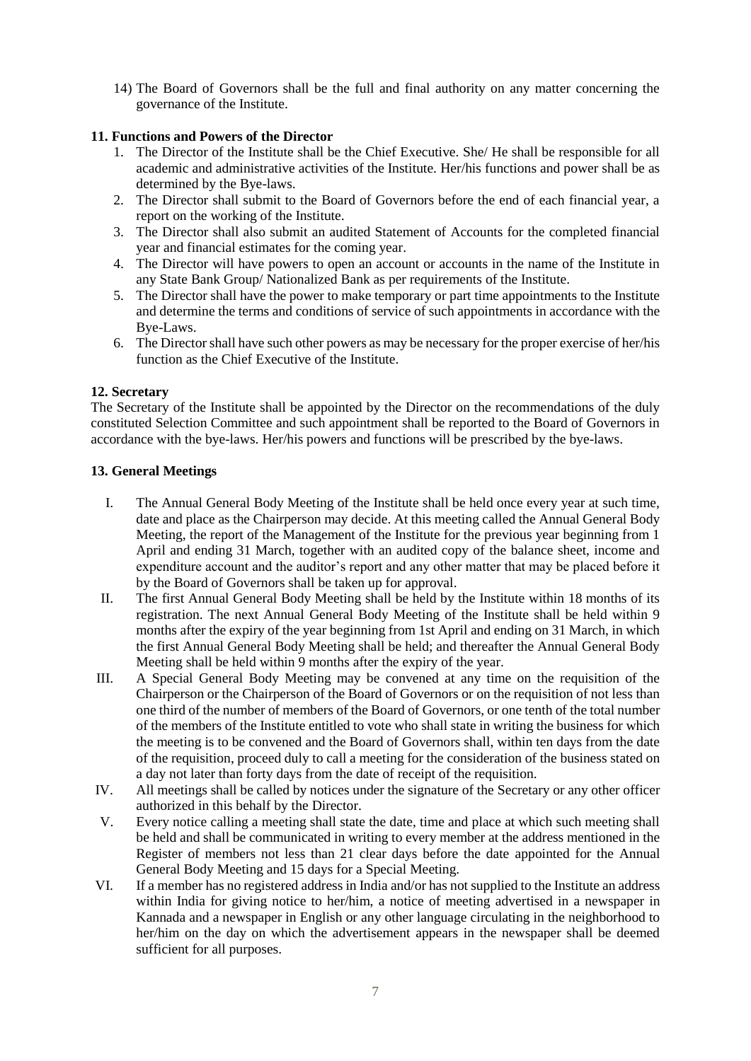14) The Board of Governors shall be the full and final authority on any matter concerning the governance of the Institute.

**11. Functions and Powers of the Director**

1. The Director of the Institute shall be the Chief Executive. She/ He shall be responsible for all academic and administrative activities of the Institute. Her/his functions and power shall be as determined by the Bye-laws.
2. The Director shall submit to the Board of Governors before the end of each financial year, a report on the working of the Institute.
3. The Director shall also submit an audited Statement of Accounts for the completed financial year and financial estimates for the coming year.
4. The Director will have powers to open an account or accounts in the name of the Institute in any State Bank Group/ Nationalized Bank as per requirements of the Institute.
5. The Director shall have the power to make temporary or part time appointments to the Institute and determine the terms and conditions of service of such appointments in accordance with the Bye-Laws.
6. The Director shall have such other powers as may be necessary for the proper exercise of her/his function as the Chief Executive of the Institute.

**12. Secretary**

The Secretary of the Institute shall be appointed by the Director on the recommendations of the duly constituted Selection Committee and such appointment shall be reported to the Board of Governors in accordance with the bye-laws. Her/his powers and functions will be prescribed by the bye-laws.

**13. General Meetings**

I. The Annual General Body Meeting of the Institute shall be held once every year at such time, date and place as the Chairperson may decide. At this meeting called the Annual General Body Meeting, the report of the Management of the Institute for the previous year beginning from 1 April and ending 31 March, together with an audited copy of the balance sheet, income and expenditure account and the auditor's report and any other matter that may be placed before it by the Board of Governors shall be taken up for approval.

II. The first Annual General Body Meeting shall be held by the Institute within 18 months of its registration. The next Annual General Body Meeting of the Institute shall be held within 9 months after the expiry of the year beginning from 1st April and ending on 31 March, in which the first Annual General Body Meeting shall be held; and thereafter the Annual General Body Meeting shall be held within 9 months after the expiry of the year.

III. A Special General Body Meeting may be convened at any time on the requisition of the Chairperson or the Chairperson of the Board of Governors or on the requisition of not less than one third of the number of members of the Board of Governors, or one tenth of the total number of the members of the Institute entitled to vote who shall state in writing the business for which the meeting is to be convened and the Board of Governors shall, within ten days from the date of the requisition, proceed duly to call a meeting for the consideration of the business stated on a day not later than forty days from the date of receipt of the requisition.

IV. All meetings shall be called by notices under the signature of the Secretary or any other officer authorized in this behalf by the Director.

V. Every notice calling a meeting shall state the date, time and place at which such meeting shall be held and shall be communicated in writing to every member at the address mentioned in the Register of members not less than 21 clear days before the date appointed for the Annual General Body Meeting and 15 days for a Special Meeting.

VI. If a member has no registered address in India and/or has not supplied to the Institute an address within India for giving notice to her/him, a notice of meeting advertised in a newspaper in Kannada and a newspaper in English or any other language circulating in the neighborhood to her/him on the day on which the advertisement appears in the newspaper shall be deemed sufficient for all purposes.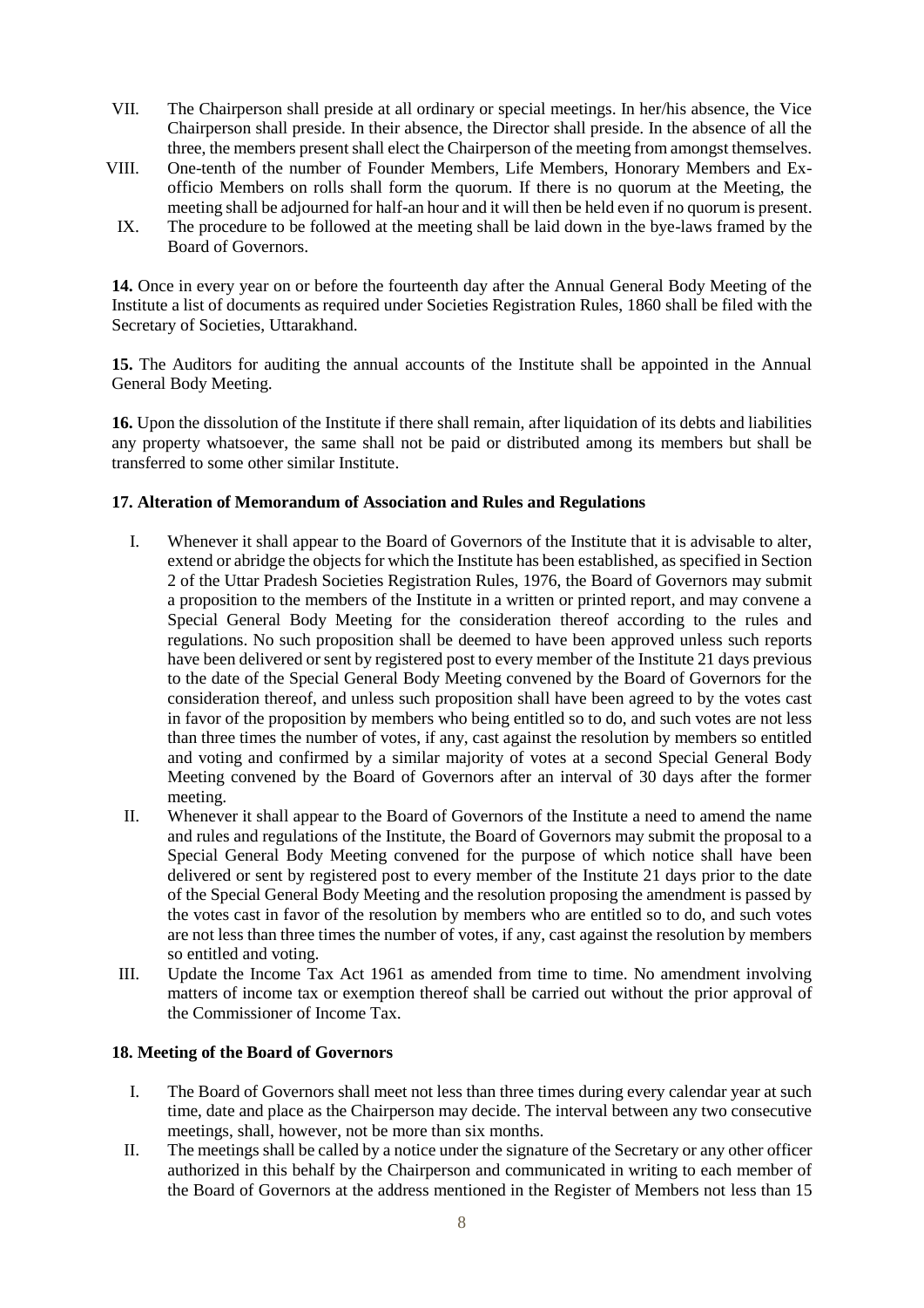VII. The Chairperson shall preside at all ordinary or special meetings. In her/his absence, the Vice Chairperson shall preside. In their absence, the Director shall preside. In the absence of all the three, the members present shall elect the Chairperson of the meeting from amongst themselves.

VIII. One-tenth of the number of Founder Members, Life Members, Honorary Members and Ex-officio Members on rolls shall form the quorum. If there is no quorum at the Meeting, the meeting shall be adjourned for half-an hour and it will then be held even if no quorum is present.

IX. The procedure to be followed at the meeting shall be laid down in the bye-laws framed by the Board of Governors.

**14.** Once in every year on or before the fourteenth day after the Annual General Body Meeting of the Institute a list of documents as required under Societies Registration Rules, 1860 shall be filed with the Secretary of Societies, Uttarakhand.

**15.** The Auditors for auditing the annual accounts of the Institute shall be appointed in the Annual General Body Meeting.

**16.** Upon the dissolution of the Institute if there shall remain, after liquidation of its debts and liabilities any property whatsoever, the same shall not be paid or distributed among its members but shall be transferred to some other similar Institute.

### 17. Alteration of Memorandum of Association and Rules and Regulations

I. Whenever it shall appear to the Board of Governors of the Institute that it is advisable to alter, extend or abridge the objects for which the Institute has been established, as specified in Section 2 of the Uttar Pradesh Societies Registration Rules, 1976, the Board of Governors may submit a proposition to the members of the Institute in a written or printed report, and may convene a Special General Body Meeting for the consideration thereof according to the rules and regulations. No such proposition shall be deemed to have been approved unless such reports have been delivered or sent by registered post to every member of the Institute 21 days previous to the date of the Special General Body Meeting convened by the Board of Governors for the consideration thereof, and unless such proposition shall have been agreed to by the votes cast in favor of the proposition by members who being entitled so to do, and such votes are not less than three times the number of votes, if any, cast against the resolution by members so entitled and voting and confirmed by a similar majority of votes at a second Special General Body Meeting convened by the Board of Governors after an interval of 30 days after the former meeting.

II. Whenever it shall appear to the Board of Governors of the Institute a need to amend the name and rules and regulations of the Institute, the Board of Governors may submit the proposal to a Special General Body Meeting convened for the purpose of which notice shall have been delivered or sent by registered post to every member of the Institute 21 days prior to the date of the Special General Body Meeting and the resolution proposing the amendment is passed by the votes cast in favor of the resolution by members who are entitled so to do, and such votes are not less than three times the number of votes, if any, cast against the resolution by members so entitled and voting.

III. Update the Income Tax Act 1961 as amended from time to time. No amendment involving matters of income tax or exemption thereof shall be carried out without the prior approval of the Commissioner of Income Tax.

### 18. Meeting of the Board of Governors

I. The Board of Governors shall meet not less than three times during every calendar year at such time, date and place as the Chairperson may decide. The interval between any two consecutive meetings, shall, however, not be more than six months.

II. The meetings shall be called by a notice under the signature of the Secretary or any other officer authorized in this behalf by the Chairperson and communicated in writing to each member of the Board of Governors at the address mentioned in the Register of Members not less than 15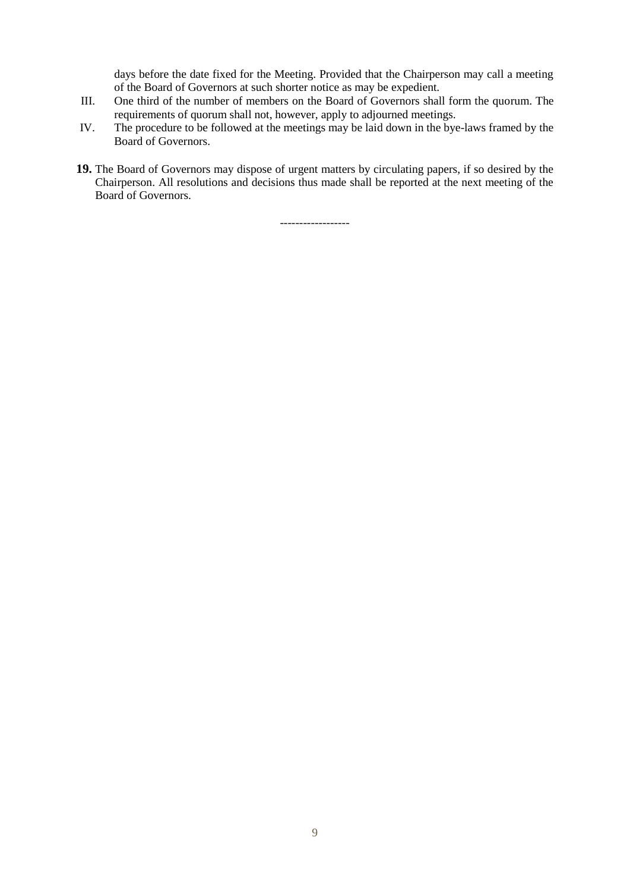days before the date fixed for the Meeting. Provided that the Chairperson may call a meeting of the Board of Governors at such shorter notice as may be expedient.

III. One third of the number of members on the Board of Governors shall form the quorum. The requirements of quorum shall not, however, apply to adjourned meetings.

IV. The procedure to be followed at the meetings may be laid down in the bye-laws framed by the Board of Governors.

**19.** The Board of Governors may dispose of urgent matters by circulating papers, if so desired by the Chairperson. All resolutions and decisions thus made shall be reported at the next meeting of the Board of Governors.

------------------